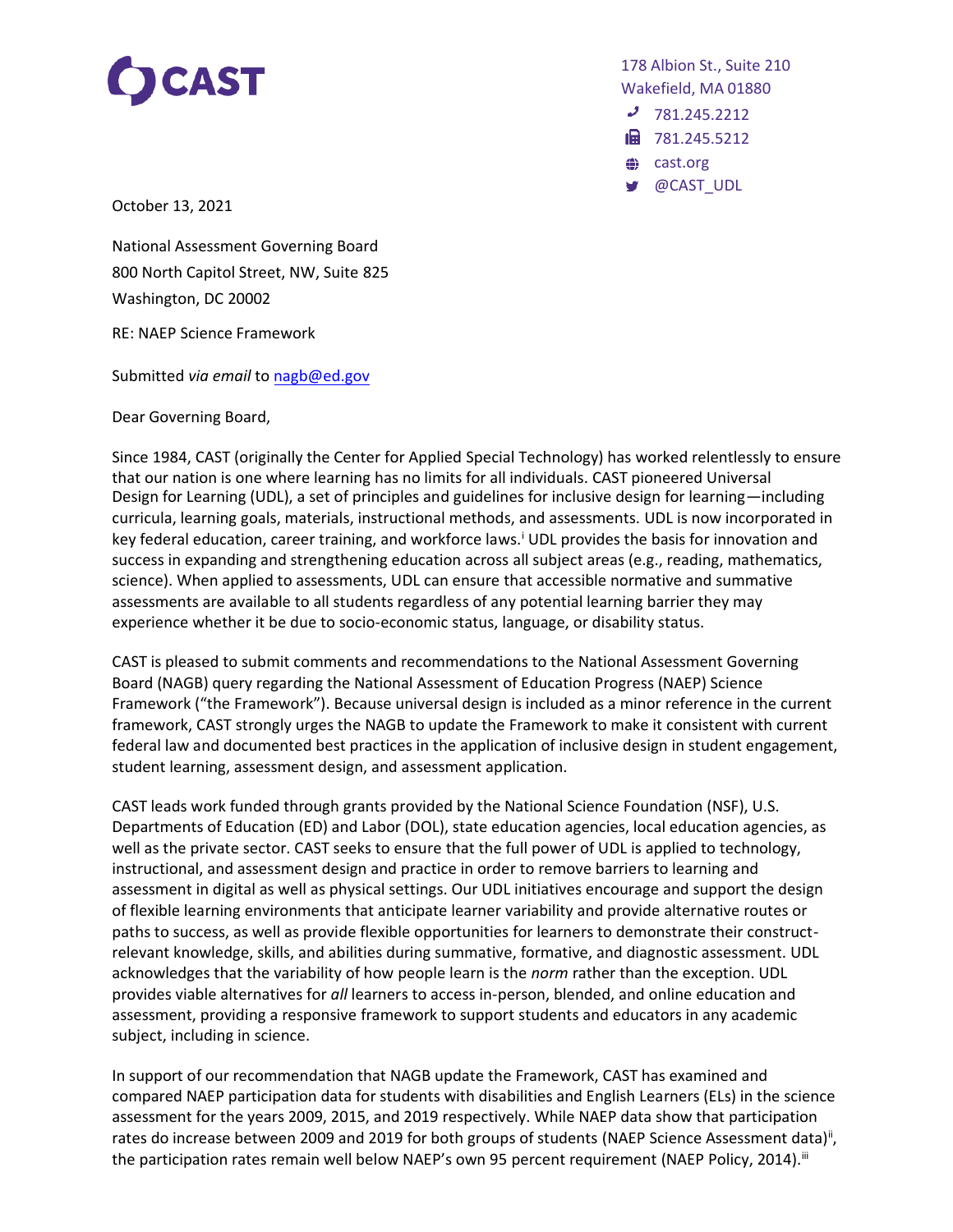CAST

178 Albion St., Suite 210
Wakefield, MA 01880
781.245.2212
781.245.5212
cast.org
@CAST_UDL

October 13, 2021

National Assessment Governing Board
800 North Capitol Street, NW, Suite 825
Washington, DC 20002

RE: NAEP Science Framework

Submitted *via email* to nagb@ed.gov

Dear Governing Board,

Since 1984, CAST (originally the Center for Applied Special Technology) has worked relentlessly to ensure that our nation is one where learning has no limits for all individuals. CAST pioneered Universal Design for Learning (UDL), a set of principles and guidelines for inclusive design for learning—including curricula, learning goals, materials, instructional methods, and assessments. UDL is now incorporated in key federal education, career training, and workforce laws.[i] UDL provides the basis for innovation and success in expanding and strengthening education across all subject areas (e.g., reading, mathematics, science). When applied to assessments, UDL can ensure that accessible normative and summative assessments are available to all students regardless of any potential learning barrier they may experience whether it be due to socio-economic status, language, or disability status.

CAST is pleased to submit comments and recommendations to the National Assessment Governing Board (NAGB) query regarding the National Assessment of Education Progress (NAEP) Science Framework ("the Framework"). Because universal design is included as a minor reference in the current framework, CAST strongly urges the NAGB to update the Framework to make it consistent with current federal law and documented best practices in the application of inclusive design in student engagement, student learning, assessment design, and assessment application.

CAST leads work funded through grants provided by the National Science Foundation (NSF), U.S. Departments of Education (ED) and Labor (DOL), state education agencies, local education agencies, as well as the private sector. CAST seeks to ensure that the full power of UDL is applied to technology, instructional, and assessment design and practice in order to remove barriers to learning and assessment in digital as well as physical settings. Our UDL initiatives encourage and support the design of flexible learning environments that anticipate learner variability and provide alternative routes or paths to success, as well as provide flexible opportunities for learners to demonstrate their construct-relevant knowledge, skills, and abilities during summative, formative, and diagnostic assessment. UDL acknowledges that the variability of how people learn is the *norm* rather than the exception. UDL provides viable alternatives for *all* learners to access in-person, blended, and online education and assessment, providing a responsive framework to support students and educators in any academic subject, including in science.

In support of our recommendation that NAGB update the Framework, CAST has examined and compared NAEP participation data for students with disabilities and English Learners (ELs) in the science assessment for the years 2009, 2015, and 2019 respectively. While NAEP data show that participation rates do increase between 2009 and 2019 for both groups of students (NAEP Science Assessment data)[ii], the participation rates remain well below NAEP's own 95 percent requirement (NAEP Policy, 2014).[iii]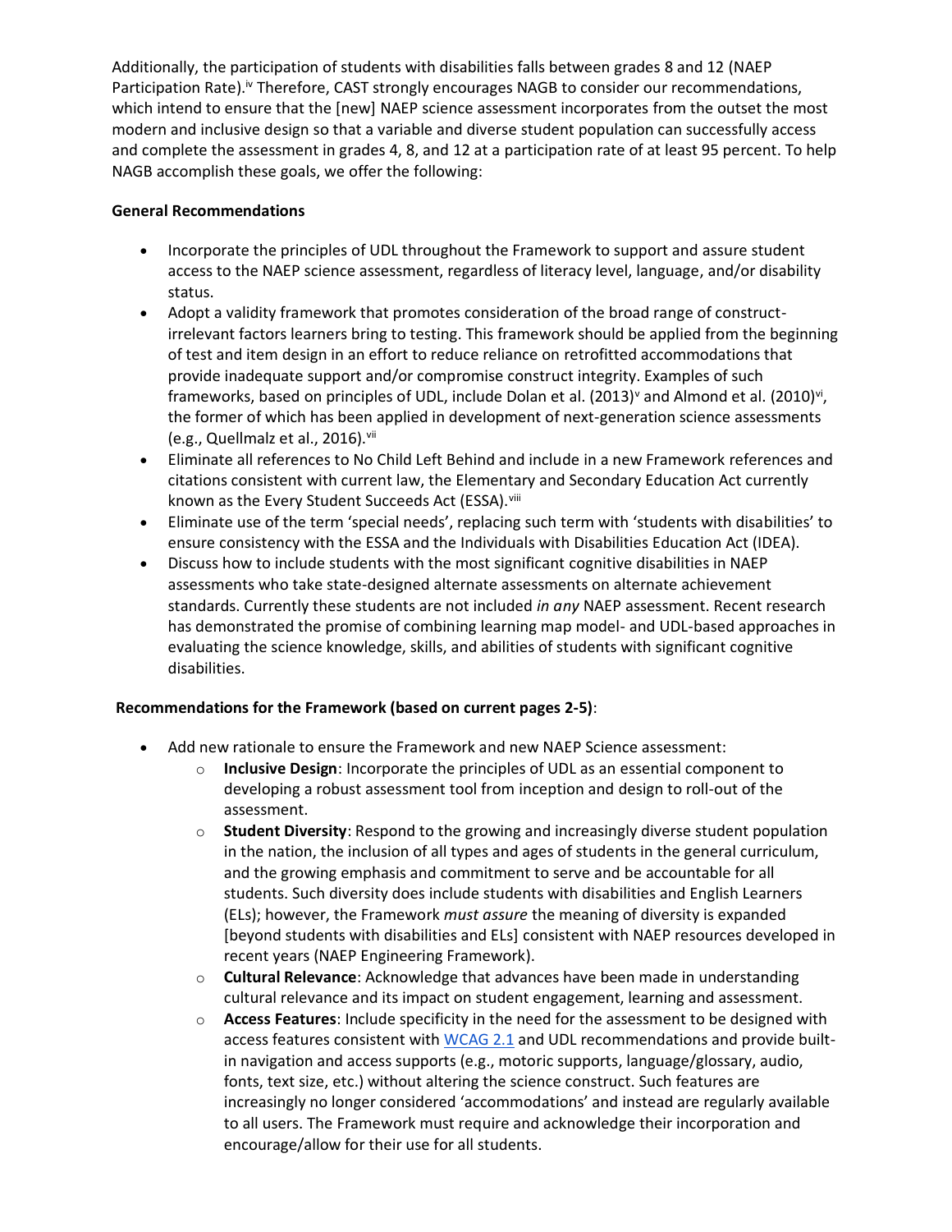Additionally, the participation of students with disabilities falls between grades 8 and 12 (NAEP Participation Rate).[iv] Therefore, CAST strongly encourages NAGB to consider our recommendations, which intend to ensure that the [new] NAEP science assessment incorporates from the outset the most modern and inclusive design so that a variable and diverse student population can successfully access and complete the assessment in grades 4, 8, and 12 at a participation rate of at least 95 percent. To help NAGB accomplish these goals, we offer the following:

**General Recommendations**

- Incorporate the principles of UDL throughout the Framework to support and assure student access to the NAEP science assessment, regardless of literacy level, language, and/or disability status.
- Adopt a validity framework that promotes consideration of the broad range of construct-irrelevant factors learners bring to testing. This framework should be applied from the beginning of test and item design in an effort to reduce reliance on retrofitted accommodations that provide inadequate support and/or compromise construct integrity. Examples of such frameworks, based on principles of UDL, include Dolan et al. (2013)[v] and Almond et al. (2010)[vi], the former of which has been applied in development of next-generation science assessments (e.g., Quellmalz et al., 2016).[vii]
- Eliminate all references to No Child Left Behind and include in a new Framework references and citations consistent with current law, the Elementary and Secondary Education Act currently known as the Every Student Succeeds Act (ESSA).[viii]
- Eliminate use of the term 'special needs', replacing such term with 'students with disabilities' to ensure consistency with the ESSA and the Individuals with Disabilities Education Act (IDEA).
- Discuss how to include students with the most significant cognitive disabilities in NAEP assessments who take state-designed alternate assessments on alternate achievement standards. Currently these students are not included *in any* NAEP assessment. Recent research has demonstrated the promise of combining learning map model- and UDL-based approaches in evaluating the science knowledge, skills, and abilities of students with significant cognitive disabilities.

**Recommendations for the Framework (based on current pages 2-5)**:

- Add new rationale to ensure the Framework and new NAEP Science assessment:
  - **Inclusive Design**: Incorporate the principles of UDL as an essential component to developing a robust assessment tool from inception and design to roll-out of the assessment.
  - **Student Diversity**: Respond to the growing and increasingly diverse student population in the nation, the inclusion of all types and ages of students in the general curriculum, and the growing emphasis and commitment to serve and be accountable for all students. Such diversity does include students with disabilities and English Learners (ELs); however, the Framework *must assure* the meaning of diversity is expanded [beyond students with disabilities and ELs] consistent with NAEP resources developed in recent years (NAEP Engineering Framework).
  - **Cultural Relevance**: Acknowledge that advances have been made in understanding cultural relevance and its impact on student engagement, learning and assessment.
  - **Access Features**: Include specificity in the need for the assessment to be designed with access features consistent with WCAG 2.1 and UDL recommendations and provide built-in navigation and access supports (e.g., motoric supports, language/glossary, audio, fonts, text size, etc.) without altering the science construct. Such features are increasingly no longer considered 'accommodations' and instead are regularly available to all users. The Framework must require and acknowledge their incorporation and encourage/allow for their use for all students.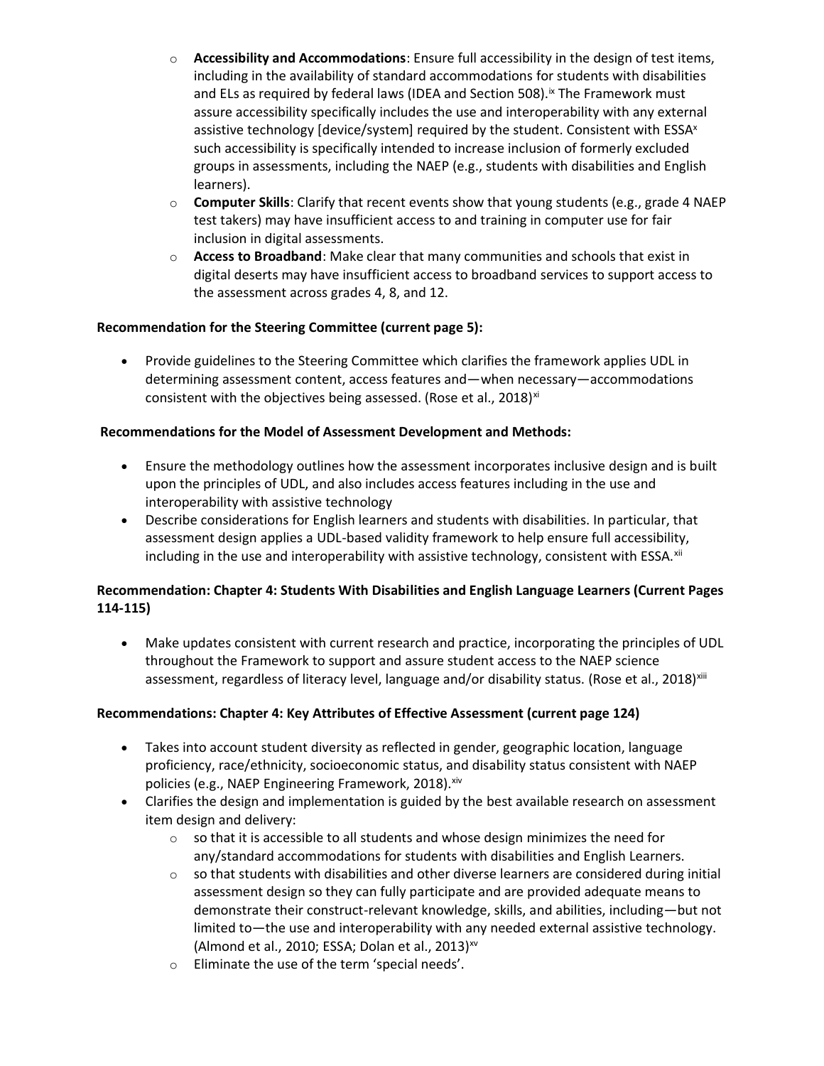- **Accessibility and Accommodations**: Ensure full accessibility in the design of test items, including in the availability of standard accommodations for students with disabilities and ELs as required by federal laws (IDEA and Section 508).[ix] The Framework must assure accessibility specifically includes the use and interoperability with any external assistive technology [device/system] required by the student. Consistent with ESSA[x] such accessibility is specifically intended to increase inclusion of formerly excluded groups in assessments, including the NAEP (e.g., students with disabilities and English learners).
- **Computer Skills**: Clarify that recent events show that young students (e.g., grade 4 NAEP test takers) may have insufficient access to and training in computer use for fair inclusion in digital assessments.
- **Access to Broadband**: Make clear that many communities and schools that exist in digital deserts may have insufficient access to broadband services to support access to the assessment across grades 4, 8, and 12.

**Recommendation for the Steering Committee (current page 5):**

- Provide guidelines to the Steering Committee which clarifies the framework applies UDL in determining assessment content, access features and—when necessary—accommodations consistent with the objectives being assessed. (Rose et al., 2018)[xi]

**Recommendations for the Model of Assessment Development and Methods:**

- Ensure the methodology outlines how the assessment incorporates inclusive design and is built upon the principles of UDL, and also includes access features including in the use and interoperability with assistive technology
- Describe considerations for English learners and students with disabilities. In particular, that assessment design applies a UDL-based validity framework to help ensure full accessibility, including in the use and interoperability with assistive technology, consistent with ESSA.[xii]

**Recommendation: Chapter 4: Students With Disabilities and English Language Learners (Current Pages 114-115)**

- Make updates consistent with current research and practice, incorporating the principles of UDL throughout the Framework to support and assure student access to the NAEP science assessment, regardless of literacy level, language and/or disability status. (Rose et al., 2018)[xiii]

**Recommendations: Chapter 4: Key Attributes of Effective Assessment (current page 124)**

- Takes into account student diversity as reflected in gender, geographic location, language proficiency, race/ethnicity, socioeconomic status, and disability status consistent with NAEP policies (e.g., NAEP Engineering Framework, 2018).[xiv]
- Clarifies the design and implementation is guided by the best available research on assessment item design and delivery:
  - so that it is accessible to all students and whose design minimizes the need for any/standard accommodations for students with disabilities and English Learners.
  - so that students with disabilities and other diverse learners are considered during initial assessment design so they can fully participate and are provided adequate means to demonstrate their construct-relevant knowledge, skills, and abilities, including—but not limited to—the use and interoperability with any needed external assistive technology. (Almond et al., 2010; ESSA; Dolan et al., 2013)[xv]
  - Eliminate the use of the term 'special needs'.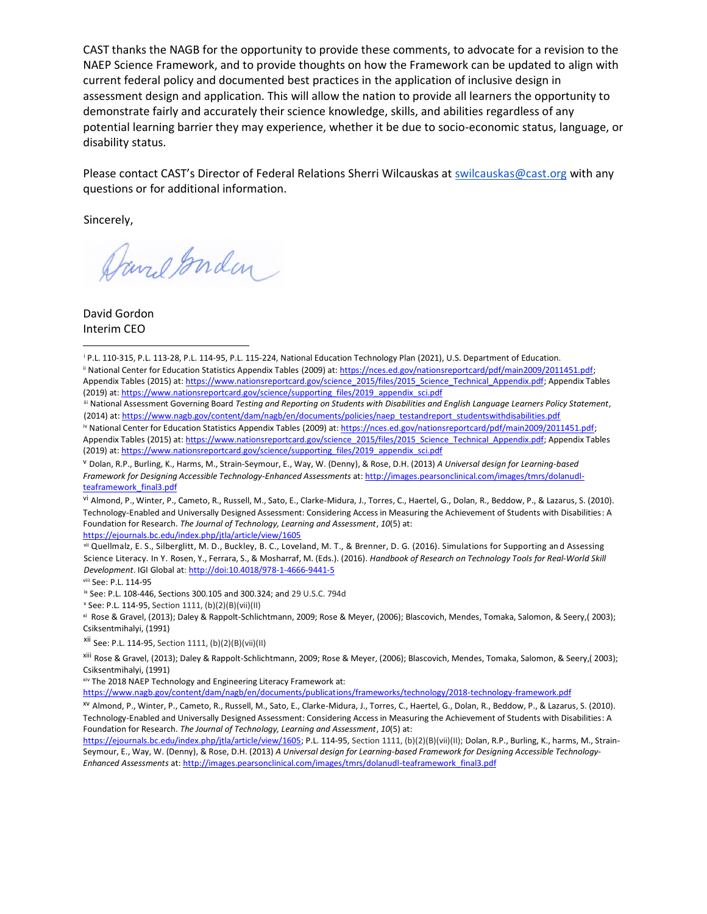CAST thanks the NAGB for the opportunity to provide these comments, to advocate for a revision to the NAEP Science Framework, and to provide thoughts on how the Framework can be updated to align with current federal policy and documented best practices in the application of inclusive design in assessment design and application. This will allow the nation to provide all learners the opportunity to demonstrate fairly and accurately their science knowledge, skills, and abilities regardless of any potential learning barrier they may experience, whether it be due to socio-economic status, language, or disability status.

Please contact CAST's Director of Federal Relations Sherri Wilcauskas at swilcauskas@cast.org with any questions or for additional information.

Sincerely,

David Gordon
Interim CEO

---

[i] P.L. 110-315, P.L. 113-28, P.L. 114-95, P.L. 115-224, National Education Technology Plan (2021), U.S. Department of Education.

[ii] National Center for Education Statistics Appendix Tables (2009) at: https://nces.ed.gov/nationsreportcard/pdf/main2009/2011451.pdf; Appendix Tables (2015) at: https://www.nationsreportcard.gov/science_2015/files/2015_Science_Technical_Appendix.pdf; Appendix Tables (2019) at: https://www.nationsreportcard.gov/science/supporting_files/2019_appendix_sci.pdf

[iii] National Assessment Governing Board *Testing and Reporting on Students with Disabilities and English Language Learners Policy Statement*, (2014) at: https://www.nagb.gov/content/dam/nagb/en/documents/policies/naep_testandreport_studentswithdisabilities.pdf

[iv] National Center for Education Statistics Appendix Tables (2009) at: https://nces.ed.gov/nationsreportcard/pdf/main2009/2011451.pdf; Appendix Tables (2015) at: https://www.nationsreportcard.gov/science_2015/files/2015_Science_Technical_Appendix.pdf; Appendix Tables (2019) at: https://www.nationsreportcard.gov/science/supporting_files/2019_appendix_sci.pdf

[v] Dolan, R.P., Burling, K., Harms, M., Strain-Seymour, E., Way, W. (Denny), & Rose, D.H. (2013) *A Universal design for Learning-based Framework for Designing Accessible Technology-Enhanced Assessments* at: http://images.pearsonclinical.com/images/tmrs/dolanudl-teaframework_final3.pdf

[vi] Almond, P., Winter, P., Cameto, R., Russell, M., Sato, E., Clarke-Midura, J., Torres, C., Haertel, G., Dolan, R., Beddow, P., & Lazarus, S. (2010). Technology-Enabled and Universally Designed Assessment: Considering Access in Measuring the Achievement of Students with Disabilities: A Foundation for Research. *The Journal of Technology, Learning and Assessment*, *10*(5) at: https://ejournals.bc.edu/index.php/jtla/article/view/1605

[vii] Quellmalz, E. S., Silberglitt, M. D., Buckley, B. C., Loveland, M. T., & Brenner, D. G. (2016). Simulations for Supporting and Assessing Science Literacy. In Y. Rosen, Y., Ferrara, S., & Mosharraf, M. (Eds.). (2016). *Handbook of Research on Technology Tools for Real-World Skill Development*. IGI Global at: http://doi:10.4018/978-1-4666-9441-5

[viii] See: P.L. 114-95

[ix] See: P.L. 108-446, Sections 300.105 and 300.324; and 29 U.S.C. 794d

[x] See: P.L. 114-95, Section 1111, (b)(2)(B)(vii)(II)

[xi] Rose & Gravel, (2013); Daley & Rappolt-Schlichtmann, 2009; Rose & Meyer, (2006); Blascovich, Mendes, Tomaka, Salomon, & Seery,( 2003); Csiksentmihalyi, (1991)

[xii] See: P.L. 114-95, Section 1111, (b)(2)(B)(vii)(II)

[xiii] Rose & Gravel, (2013); Daley & Rappolt-Schlichtmann, 2009; Rose & Meyer, (2006); Blascovich, Mendes, Tomaka, Salomon, & Seery,( 2003); Csiksentmihalyi, (1991)

[xiv] The 2018 NAEP Technology and Engineering Literacy Framework at: https://www.nagb.gov/content/dam/nagb/en/documents/publications/frameworks/technology/2018-technology-framework.pdf

[xv] Almond, P., Winter, P., Cameto, R., Russell, M., Sato, E., Clarke-Midura, J., Torres, C., Haertel, G., Dolan, R., Beddow, P., & Lazarus, S. (2010). Technology-Enabled and Universally Designed Assessment: Considering Access in Measuring the Achievement of Students with Disabilities: A Foundation for Research. *The Journal of Technology, Learning and Assessment*, *10*(5) at: https://ejournals.bc.edu/index.php/jtla/article/view/1605; P.L. 114-95, Section 1111, (b)(2)(B)(vii)(II); Dolan, R.P., Burling, K., harms, M., Strain-Seymour, E., Way, W. (Denny), & Rose, D.H. (2013) *A Universal design for Learning-based Framework for Designing Accessible Technology-Enhanced Assessments* at: http://images.pearsonclinical.com/images/tmrs/dolanudl-teaframework_final3.pdf